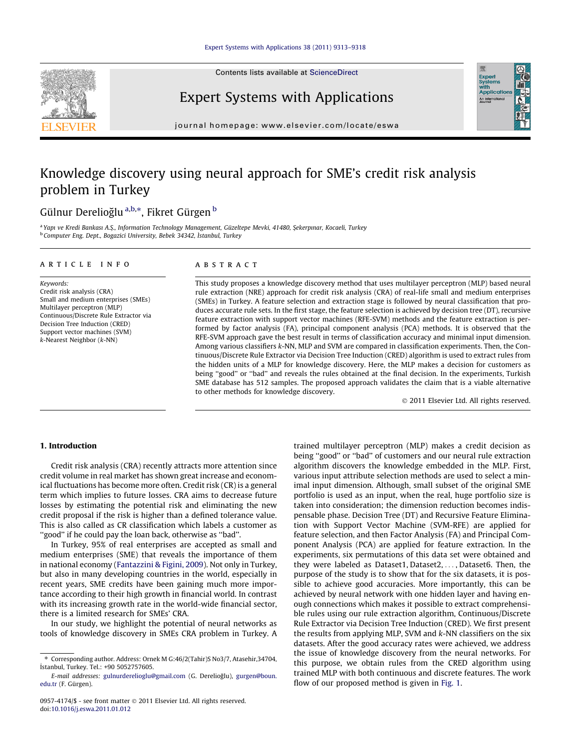Contents lists available at ScienceDirect

# Expert Systems with Applications

journal homepage: www.elsevier.com/locate/eswa

# Knowledge discovery using neural approach for SME's credit risk analysis problem in Turkey

Gülnur Derelioğlu [a,b,*], Fikret Gürgen [b]

[a] Yapı ve Kredi Bankası A.Ş., Information Technology Management, Güzeltepe Mevki, 41480, Şekerpınar, Kocaeli, Turkey
[b] Computer Eng. Dept., Bogazici University, Bebek 34342, İstanbul, Turkey

## ARTICLE INFO

*Keywords:*
Credit risk analysis (CRA)
Small and medium enterprises (SMEs)
Multilayer perceptron (MLP)
Continuous/Discrete Rule Extractor via Decision Tree Induction (CRED)
Support vector machines (SVM)
*k*-Nearest Neighbor (*k*-NN)

## ABSTRACT

This study proposes a knowledge discovery method that uses multilayer perceptron (MLP) based neural rule extraction (NRE) approach for credit risk analysis (CRA) of real-life small and medium enterprises (SMEs) in Turkey. A feature selection and extraction stage is followed by neural classification that produces accurate rule sets. In the first stage, the feature selection is achieved by decision tree (DT), recursive feature extraction with support vector machines (RFE-SVM) methods and the feature extraction is performed by factor analysis (FA), principal component analysis (PCA) methods. It is observed that the RFE-SVM approach gave the best result in terms of classification accuracy and minimal input dimension. Among various classifiers *k*-NN, MLP and SVM are compared in classification experiments. Then, the Continuous/Discrete Rule Extractor via Decision Tree Induction (CRED) algorithm is used to extract rules from the hidden units of a MLP for knowledge discovery. Here, the MLP makes a decision for customers as being "good" or "bad" and reveals the rules obtained at the final decision. In the experiments, Turkish SME database has 512 samples. The proposed approach validates the claim that is a viable alternative to other methods for knowledge discovery.

© 2011 Elsevier Ltd. All rights reserved.

## 1. Introduction

Credit risk analysis (CRA) recently attracts more attention since credit volume in real market has shown great increase and economical fluctuations has become more often. Credit risk (CR) is a general term which implies to future losses. CRA aims to decrease future losses by estimating the potential risk and eliminating the new credit proposal if the risk is higher than a defined tolerance value. This is also called as CR classification which labels a customer as "good" if he could pay the loan back, otherwise as "bad".

In Turkey, 95% of real enterprises are accepted as small and medium enterprises (SME) that reveals the importance of them in national economy (Fantazzini & Figini, 2009). Not only in Turkey, but also in many developing countries in the world, especially in recent years, SME credits have been gaining much more importance according to their high growth in financial world. In contrast with its increasing growth rate in the world-wide financial sector, there is a limited research for SMEs' CRA.

In our study, we highlight the potential of neural networks as tools of knowledge discovery in SMEs CRA problem in Turkey. A trained multilayer perceptron (MLP) makes a credit decision as being "good" or "bad" of customers and our neural rule extraction algorithm discovers the knowledge embedded in the MLP. First, various input attribute selection methods are used to select a minimal input dimension. Although, small subset of the original SME portfolio is used as an input, when the real, huge portfolio size is taken into consideration; the dimension reduction becomes indispensable phase. Decision Tree (DT) and Recursive Feature Elimination with Support Vector Machine (SVM-RFE) are applied for feature selection, and then Factor Analysis (FA) and Principal Component Analysis (PCA) are applied for feature extraction. In the experiments, six permutations of this data set were obtained and they were labeled as Dataset1, Dataset2, ..., Dataset6. Then, the purpose of the study is to show that for the six datasets, it is possible to achieve good accuracies. More importantly, this can be achieved by neural network with one hidden layer and having enough connections which makes it possible to extract comprehensible rules using our rule extraction algorithm, Continuous/Discrete Rule Extractor via Decision Tree Induction (CRED). We first present the results from applying MLP, SVM and *k*-NN classifiers on the six datasets. After the good accuracy rates were achieved, we address the issue of knowledge discovery from the neural networks. For this purpose, we obtain rules from the CRED algorithm using trained MLP with both continuous and discrete features. The work flow of our proposed method is given in Fig. 1.

* Corresponding author. Address: Ornek M G:46/2(Tahir)S No3/7, Atasehir,34704, İstanbul, Turkey. Tel.: +90 5052757605.
*E-mail addresses:* gulnurderelioglu@gmail.com (G. Derelioğlu), gurgen@boun.edu.tr (F. Gürgen).

0957-4174/$ - see front matter © 2011 Elsevier Ltd. All rights reserved.
doi:10.1016/j.eswa.2011.01.012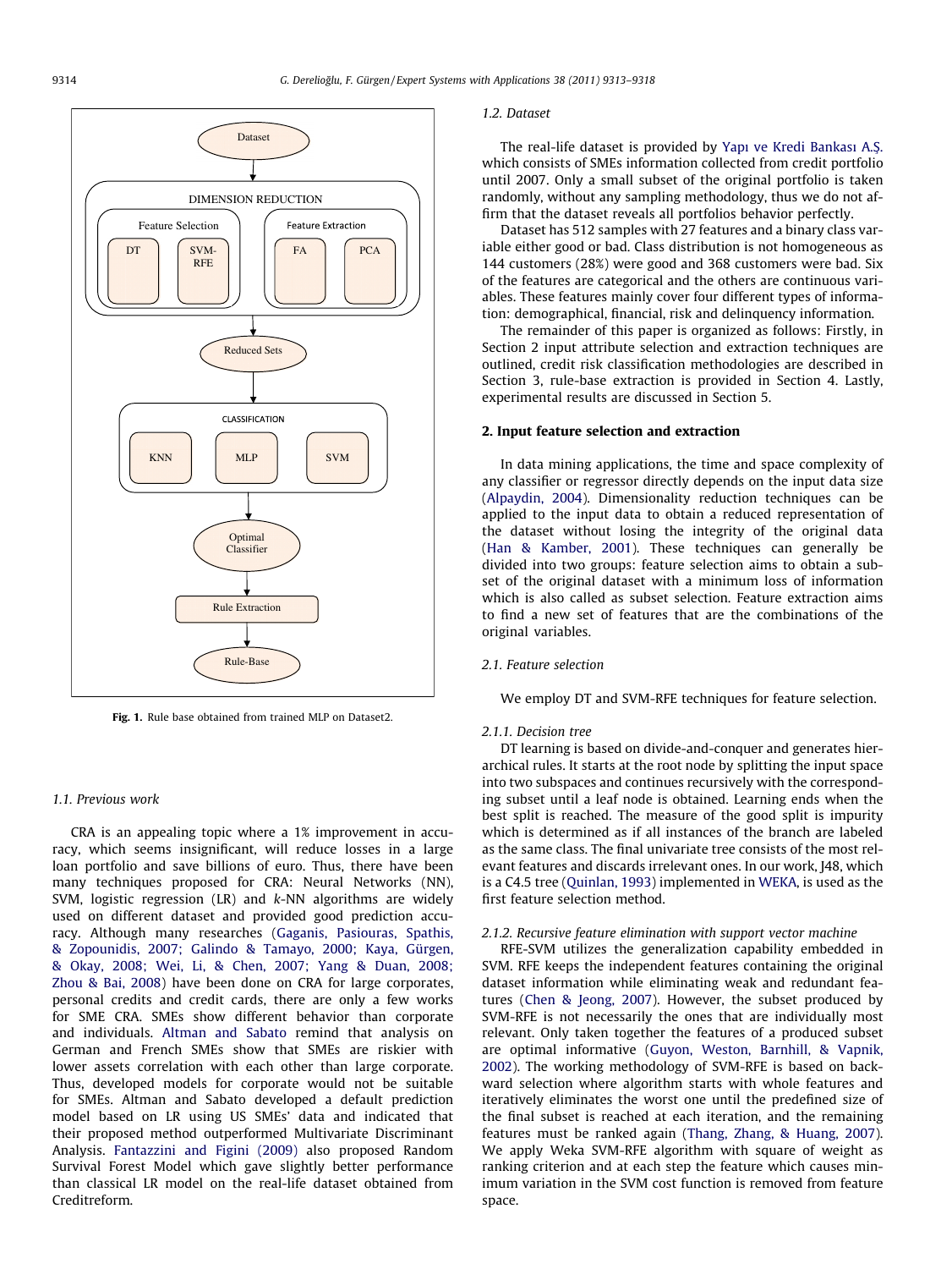Fig. 1. Rule base obtained from trained MLP on Dataset2.

### 1.1. Previous work

CRA is an appealing topic where a 1% improvement in accuracy, which seems insignificant, will reduce losses in a large loan portfolio and save billions of euro. Thus, there have been many techniques proposed for CRA: Neural Networks (NN), SVM, logistic regression (LR) and $k$-NN algorithms are widely used on different dataset and provided good prediction accuracy. Although many researches (Gaganis, Pasiouras, Spathis, & Zopounidis, 2007; Galindo & Tamayo, 2000; Kaya, Gürgen, & Okay, 2008; Wei, Li, & Chen, 2007; Yang & Duan, 2008; Zhou & Bai, 2008) have been done on CRA for large corporates, personal credits and credit cards, there are only a few works for SME CRA. SMEs show different behavior than corporate and individuals. Altman and Sabato remind that analysis on German and French SMEs show that SMEs are riskier with lower assets correlation with each other than large corporate. Thus, developed models for corporate would not be suitable for SMEs. Altman and Sabato developed a default prediction model based on LR using US SMEs' data and indicated that their proposed method outperformed Multivariate Discriminant Analysis. Fantazzini and Figini (2009) also proposed Random Survival Forest Model which gave slightly better performance than classical LR model on the real-life dataset obtained from Creditreform.

### 1.2. Dataset

The real-life dataset is provided by Yapı ve Kredi Bankası A.Ş. which consists of SMEs information collected from credit portfolio until 2007. Only a small subset of the original portfolio is taken randomly, without any sampling methodology, thus we do not affirm that the dataset reveals all portfolios behavior perfectly.

Dataset has 512 samples with 27 features and a binary class variable either good or bad. Class distribution is not homogeneous as 144 customers (28%) were good and 368 customers were bad. Six of the features are categorical and the others are continuous variables. These features mainly cover four different types of information: demographical, financial, risk and delinquency information.

The remainder of this paper is organized as follows: Firstly, in Section 2 input attribute selection and extraction techniques are outlined, credit risk classification methodologies are described in Section 3, rule-base extraction is provided in Section 4. Lastly, experimental results are discussed in Section 5.

## 2. Input feature selection and extraction

In data mining applications, the time and space complexity of any classifier or regressor directly depends on the input data size (Alpaydin, 2004). Dimensionality reduction techniques can be applied to the input data to obtain a reduced representation of the dataset without losing the integrity of the original data (Han & Kamber, 2001). These techniques can generally be divided into two groups: feature selection aims to obtain a subset of the original dataset with a minimum loss of information which is also called as subset selection. Feature extraction aims to find a new set of features that are the combinations of the original variables.

### 2.1. Feature selection

We employ DT and SVM-RFE techniques for feature selection.

#### 2.1.1. Decision tree

DT learning is based on divide-and-conquer and generates hierarchical rules. It starts at the root node by splitting the input space into two subspaces and continues recursively with the corresponding subset until a leaf node is obtained. Learning ends when the best split is reached. The measure of the good split is impurity which is determined as if all instances of the branch are labeled as the same class. The final univariate tree consists of the most relevant features and discards irrelevant ones. In our work, J48, which is a C4.5 tree (Quinlan, 1993) implemented in WEKA, is used as the first feature selection method.

#### 2.1.2. Recursive feature elimination with support vector machine

RFE-SVM utilizes the generalization capability embedded in SVM. RFE keeps the independent features containing the original dataset information while eliminating weak and redundant features (Chen & Jeong, 2007). However, the subset produced by SVM-RFE is not necessarily the ones that are individually most relevant. Only taken together the features of a produced subset are optimal informative (Guyon, Weston, Barnhill, & Vapnik, 2002). The working methodology of SVM-RFE is based on backward selection where algorithm starts with whole features and iteratively eliminates the worst one until the predefined size of the final subset is reached at each iteration, and the remaining features must be ranked again (Thang, Zhang, & Huang, 2007). We apply Weka SVM-RFE algorithm with square of weight as ranking criterion and at each step the feature which causes minimum variation in the SVM cost function is removed from feature space.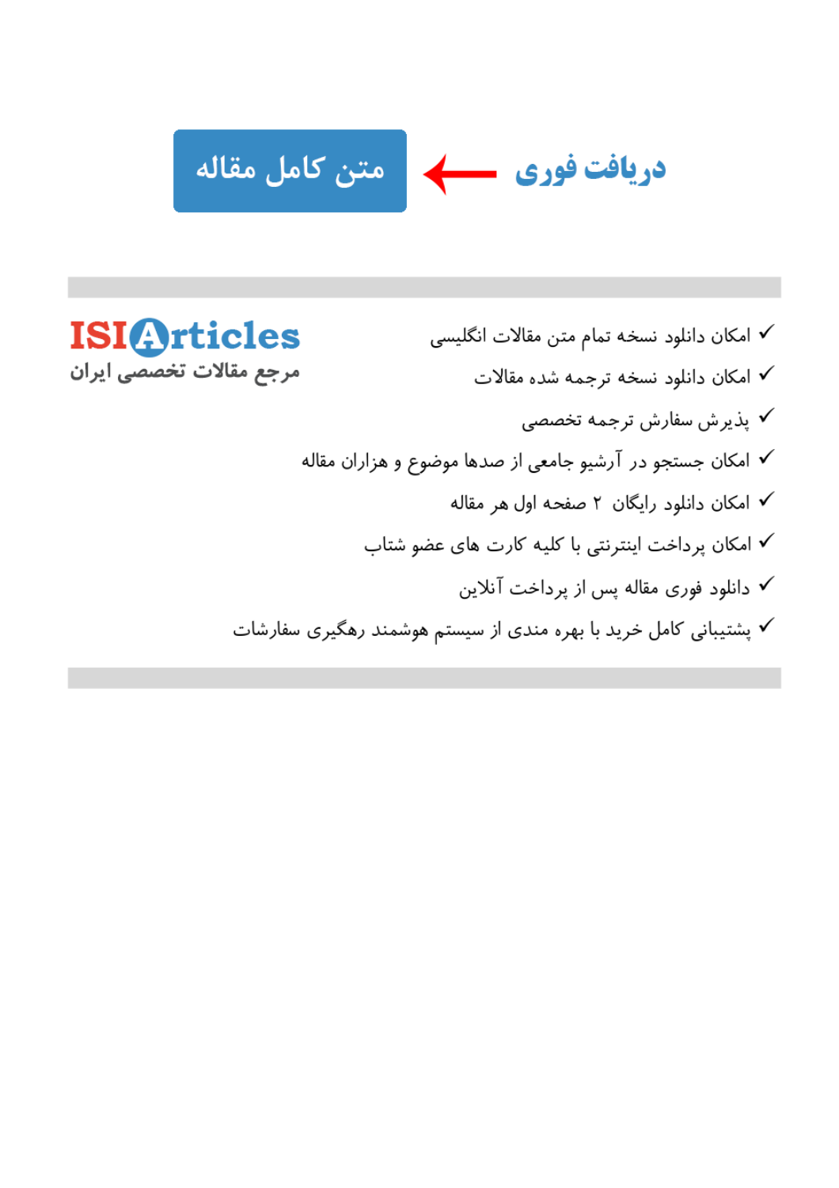دریافت فوری ← متن کامل مقاله

**ISIArticles**
مرجع مقالات تخصصی ایران

- ✓ امکان دانلود نسخه تمام متن مقالات انگلیسی
- ✓ امکان دانلود نسخه ترجمه شده مقالات
- ✓ پذیرش سفارش ترجمه تخصصی
- ✓ امکان جستجو در آرشیو جامعی از صدها موضوع و هزاران مقاله
- ✓ امکان دانلود رایگان ۲ صفحه اول هر مقاله
- ✓ امکان پرداخت اینترنتی با کلیه کارت های عضو شتاب
- ✓ دانلود فوری مقاله پس از پرداخت آنلاین
- ✓ پشتیبانی کامل خرید با بهره مندی از سیستم هوشمند رهگیری سفارشات